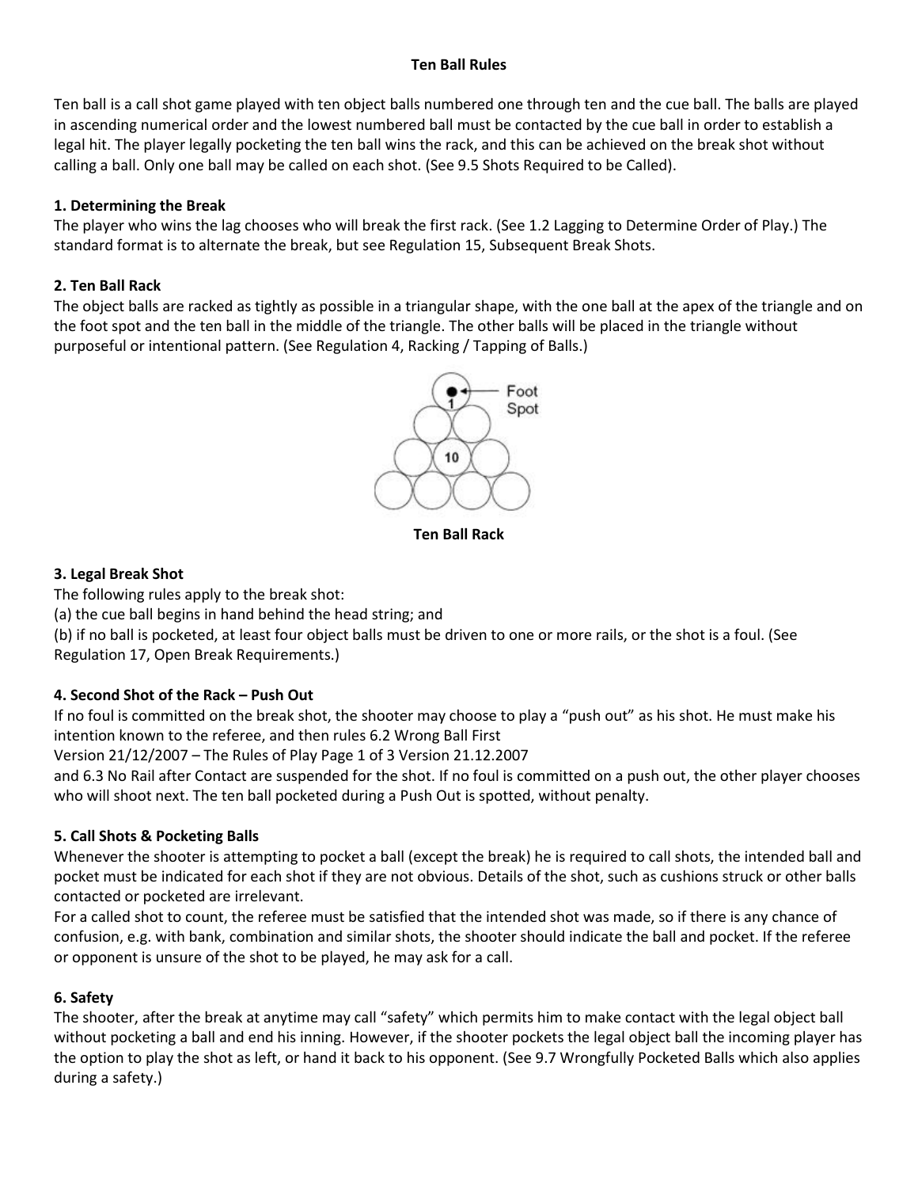# Ten Ball Rules

Ten ball is a call shot game played with ten object balls numbered one through ten and the cue ball. The balls are played in ascending numerical order and the lowest numbered ball must be contacted by the cue ball in order to establish a legal hit. The player legally pocketing the ten ball wins the rack, and this can be achieved on the break shot without calling a ball. Only one ball may be called on each shot. (See 9.5 Shots Required to be Called).

## 1. Determining the Break

The player who wins the lag chooses who will break the first rack. (See 1.2 Lagging to Determine Order of Play.) The standard format is to alternate the break, but see Regulation 15, Subsequent Break Shots.

## 2. Ten Ball Rack

The object balls are racked as tightly as possible in a triangular shape, with the one ball at the apex of the triangle and on the foot spot and the ten ball in the middle of the triangle. The other balls will be placed in the triangle without purposeful or intentional pattern. (See Regulation 4, Racking / Tapping of Balls.)

Foot Spot

**Ten Ball Rack**

## 3. Legal Break Shot

The following rules apply to the break shot:

(a) the cue ball begins in hand behind the head string; and

(b) if no ball is pocketed, at least four object balls must be driven to one or more rails, or the shot is a foul. (See Regulation 17, Open Break Requirements.)

## 4. Second Shot of the Rack – Push Out

If no foul is committed on the break shot, the shooter may choose to play a "push out" as his shot. He must make his intention known to the referee, and then rules 6.2 Wrong Ball First and 6.3 No Rail after Contact are suspended for the shot. If no foul is committed on a push out, the other player chooses who will shoot next. The ten ball pocketed during a Push Out is spotted, without penalty.

## 5. Call Shots & Pocketing Balls

Whenever the shooter is attempting to pocket a ball (except the break) he is required to call shots, the intended ball and pocket must be indicated for each shot if they are not obvious. Details of the shot, such as cushions struck or other balls contacted or pocketed are irrelevant.

For a called shot to count, the referee must be satisfied that the intended shot was made, so if there is any chance of confusion, e.g. with bank, combination and similar shots, the shooter should indicate the ball and pocket. If the referee or opponent is unsure of the shot to be played, he may ask for a call.

## 6. Safety

The shooter, after the break at anytime may call "safety" which permits him to make contact with the legal object ball without pocketing a ball and end his inning. However, if the shooter pockets the legal object ball the incoming player has the option to play the shot as left, or hand it back to his opponent. (See 9.7 Wrongfully Pocketed Balls which also applies during a safety.)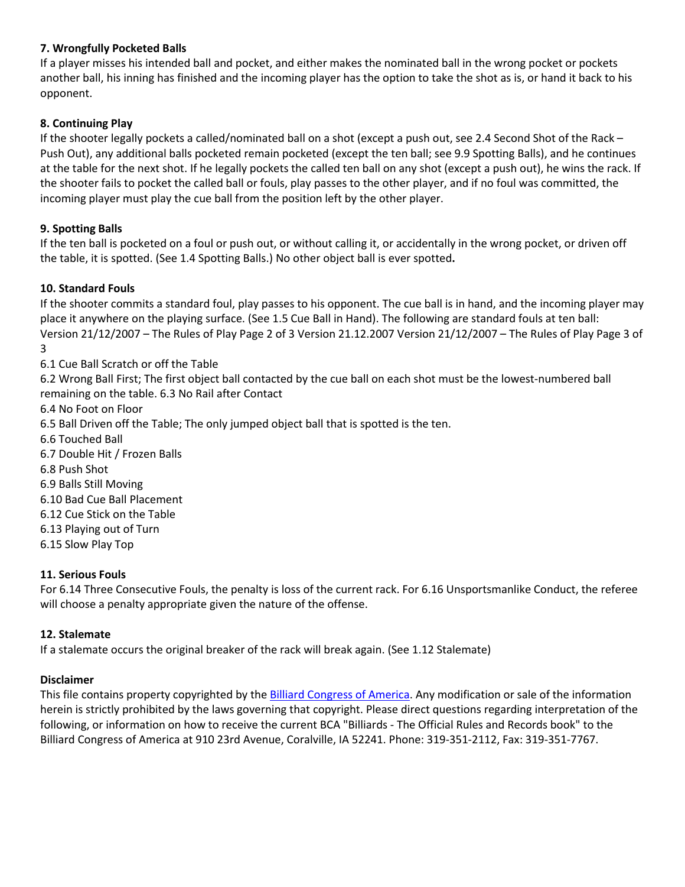### 7. Wrongfully Pocketed Balls

If a player misses his intended ball and pocket, and either makes the nominated ball in the wrong pocket or pockets another ball, his inning has finished and the incoming player has the option to take the shot as is, or hand it back to his opponent.

### 8. Continuing Play

If the shooter legally pockets a called/nominated ball on a shot (except a push out, see 2.4 Second Shot of the Rack – Push Out), any additional balls pocketed remain pocketed (except the ten ball; see 9.9 Spotting Balls), and he continues at the table for the next shot. If he legally pockets the called ten ball on any shot (except a push out), he wins the rack. If the shooter fails to pocket the called ball or fouls, play passes to the other player, and if no foul was committed, the incoming player must play the cue ball from the position left by the other player.

### 9. Spotting Balls

If the ten ball is pocketed on a foul or push out, or without calling it, or accidentally in the wrong pocket, or driven off the table, it is spotted. (See 1.4 Spotting Balls.) No other object ball is ever spotted**.**

### 10. Standard Fouls

If the shooter commits a standard foul, play passes to his opponent. The cue ball is in hand, and the incoming player may place it anywhere on the playing surface. (See 1.5 Cue Ball in Hand). The following are standard fouls at ten ball:

6.1 Cue Ball Scratch or off the Table
6.2 Wrong Ball First; The first object ball contacted by the cue ball on each shot must be the lowest-numbered ball remaining on the table. 6.3 No Rail after Contact
6.4 No Foot on Floor
6.5 Ball Driven off the Table; The only jumped object ball that is spotted is the ten.
6.6 Touched Ball
6.7 Double Hit / Frozen Balls
6.8 Push Shot
6.9 Balls Still Moving
6.10 Bad Cue Ball Placement
6.12 Cue Stick on the Table
6.13 Playing out of Turn
6.15 Slow Play Top

### 11. Serious Fouls

For 6.14 Three Consecutive Fouls, the penalty is loss of the current rack. For 6.16 Unsportsmanlike Conduct, the referee will choose a penalty appropriate given the nature of the offense.

### 12. Stalemate

If a stalemate occurs the original breaker of the rack will break again. (See 1.12 Stalemate)

### Disclaimer

This file contains property copyrighted by the Billiard Congress of America. Any modification or sale of the information herein is strictly prohibited by the laws governing that copyright. Please direct questions regarding interpretation of the following, or information on how to receive the current BCA "Billiards - The Official Rules and Records book" to the Billiard Congress of America at 910 23rd Avenue, Coralville, IA 52241. Phone: 319-351-2112, Fax: 319-351-7767.